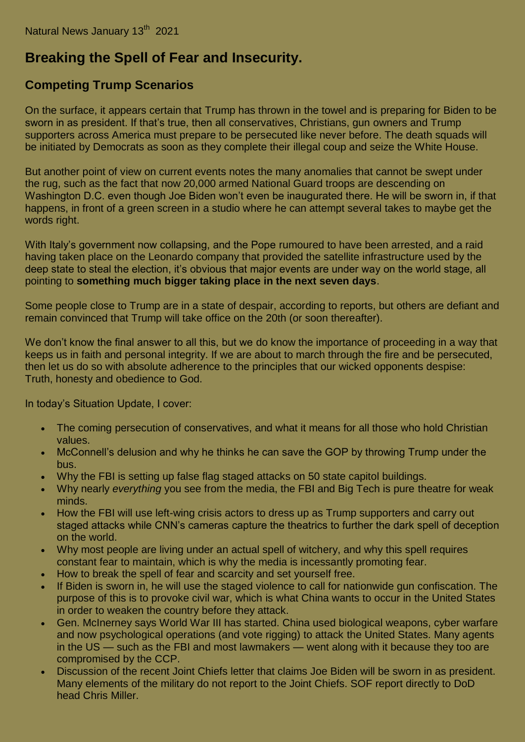Natural News January 13th 2021

# Breaking the Spell of Fear and Insecurity.

## Competing Trump Scenarios

On the surface, it appears certain that Trump has thrown in the towel and is preparing for Biden to be sworn in as president. If that's true, then all conservatives, Christians, gun owners and Trump supporters across America must prepare to be persecuted like never before. The death squads will be initiated by Democrats as soon as they complete their illegal coup and seize the White House.

But another point of view on current events notes the many anomalies that cannot be swept under the rug, such as the fact that now 20,000 armed National Guard troops are descending on Washington D.C. even though Joe Biden won't even be inaugurated there. He will be sworn in, if that happens, in front of a green screen in a studio where he can attempt several takes to maybe get the words right.

With Italy's government now collapsing, and the Pope rumoured to have been arrested, and a raid having taken place on the Leonardo company that provided the satellite infrastructure used by the deep state to steal the election, it's obvious that major events are under way on the world stage, all pointing to **something much bigger taking place in the next seven days**.

Some people close to Trump are in a state of despair, according to reports, but others are defiant and remain convinced that Trump will take office on the 20th (or soon thereafter).

We don't know the final answer to all this, but we do know the importance of proceeding in a way that keeps us in faith and personal integrity. If we are about to march through the fire and be persecuted, then let us do so with absolute adherence to the principles that our wicked opponents despise: Truth, honesty and obedience to God.

In today's Situation Update, I cover:

- The coming persecution of conservatives, and what it means for all those who hold Christian values.
- McConnell's delusion and why he thinks he can save the GOP by throwing Trump under the bus.
- Why the FBI is setting up false flag staged attacks on 50 state capitol buildings.
- Why nearly *everything* you see from the media, the FBI and Big Tech is pure theatre for weak minds.
- How the FBI will use left-wing crisis actors to dress up as Trump supporters and carry out staged attacks while CNN's cameras capture the theatrics to further the dark spell of deception on the world.
- Why most people are living under an actual spell of witchery, and why this spell requires constant fear to maintain, which is why the media is incessantly promoting fear.
- How to break the spell of fear and scarcity and set yourself free.
- If Biden is sworn in, he will use the staged violence to call for nationwide gun confiscation. The purpose of this is to provoke civil war, which is what China wants to occur in the United States in order to weaken the country before they attack.
- Gen. McInerney says World War III has started. China used biological weapons, cyber warfare and now psychological operations (and vote rigging) to attack the United States. Many agents in the US — such as the FBI and most lawmakers — went along with it because they too are compromised by the CCP.
- Discussion of the recent Joint Chiefs letter that claims Joe Biden will be sworn in as president. Many elements of the military do not report to the Joint Chiefs. SOF report directly to DoD head Chris Miller.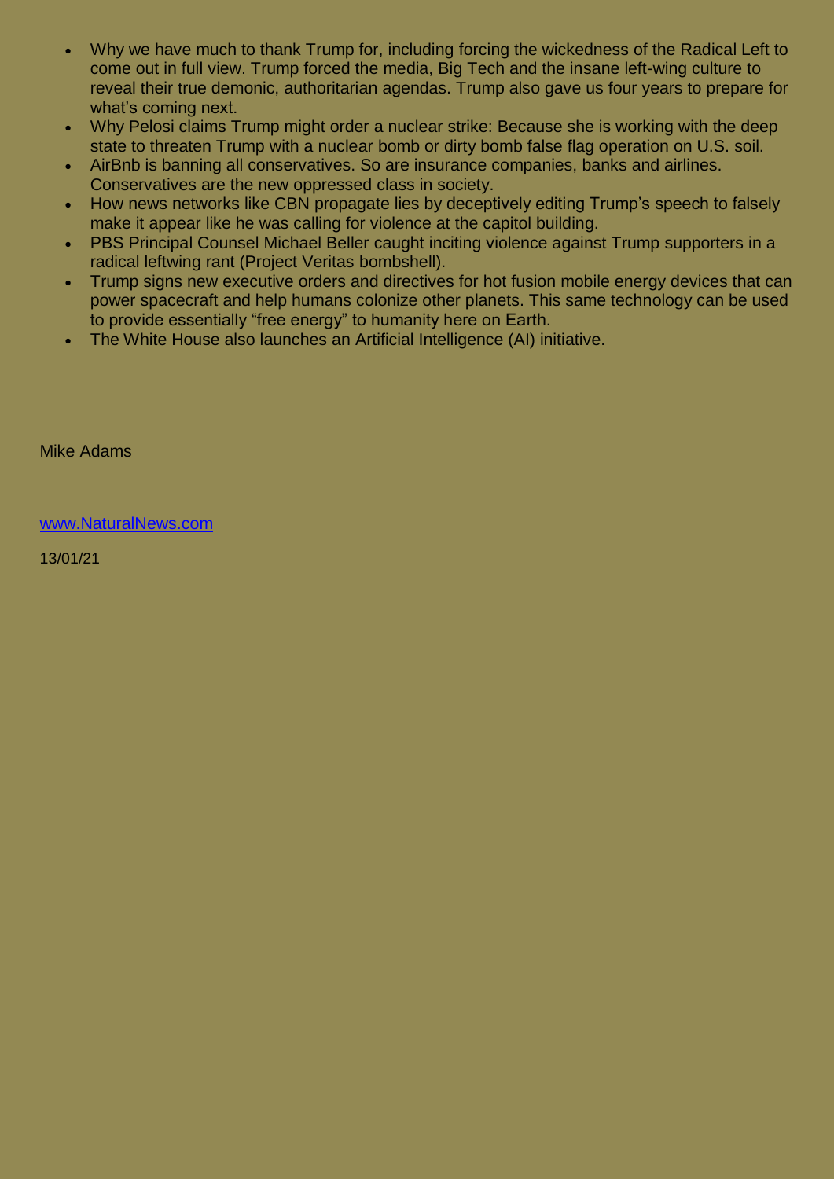- Why we have much to thank Trump for, including forcing the wickedness of the Radical Left to come out in full view. Trump forced the media, Big Tech and the insane left-wing culture to reveal their true demonic, authoritarian agendas. Trump also gave us four years to prepare for what's coming next.
- Why Pelosi claims Trump might order a nuclear strike: Because she is working with the deep state to threaten Trump with a nuclear bomb or dirty bomb false flag operation on U.S. soil.
- AirBnb is banning all conservatives. So are insurance companies, banks and airlines. Conservatives are the new oppressed class in society.
- How news networks like CBN propagate lies by deceptively editing Trump's speech to falsely make it appear like he was calling for violence at the capitol building.
- PBS Principal Counsel Michael Beller caught inciting violence against Trump supporters in a radical leftwing rant (Project Veritas bombshell).
- Trump signs new executive orders and directives for hot fusion mobile energy devices that can power spacecraft and help humans colonize other planets. This same technology can be used to provide essentially "free energy" to humanity here on Earth.
- The White House also launches an Artificial Intelligence (AI) initiative.

Mike Adams

www.NaturalNews.com

13/01/21